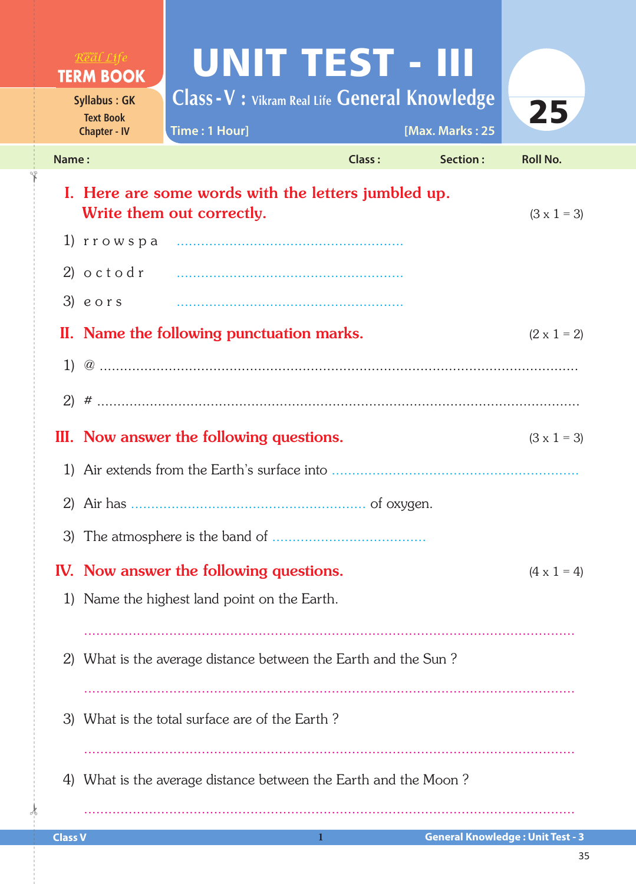Real Life **TERM BOOK**

Syllabus : GK
Text Book
Chapter - IV

# UNIT TEST - III

## Class - V : Vikram Real Life General Knowledge

**25**

Time : 1 Hour] [Max. Marks : 25

Name : Class : Section : Roll No.

## I. Here are some words with the letters jumbled up. Write them out correctly. (3 x 1 = 3)

1) r r o w s p a ........................................................

2) o c t o d r ........................................................

3) e o r s ........................................................

## II. Name the following punctuation marks. (2 x 1 = 2)

1) @ ........................................................................................................................

2) # ........................................................................................................................

## III. Now answer the following questions. (3 x 1 = 3)

1) Air extends from the Earth's surface into ............................................................

2) Air has ........................................................ of oxygen.

3) The atmosphere is the band of ......................................

## IV. Now answer the following questions. (4 x 1 = 4)

1) Name the highest land point on the Earth.

........................................................................................................................

2) What is the average distance between the Earth and the Sun ?

........................................................................................................................

3) What is the total surface are of the Earth ?

........................................................................................................................

4) What is the average distance between the Earth and the Moon ?

........................................................................................................................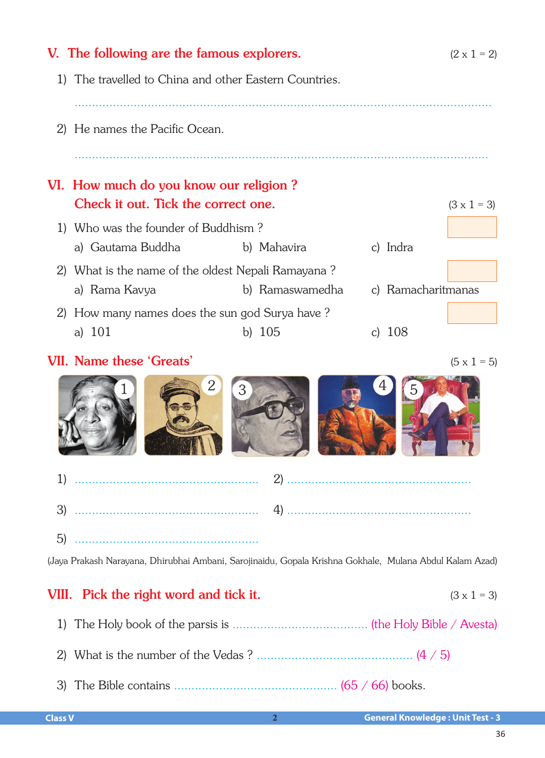## V. The following are the famous explorers. (2 x 1 = 2)

1) The travelled to China and other Eastern Countries.

..........................................................................................................................

2) He names the Pacific Ocean.

..........................................................................................................................

## VI. How much do you know our religion ? Check it out. Tick the correct one. (3 x 1 = 3)

1) Who was the founder of Buddhism ?
   a) Gautama Buddha   b) Mahavira   c) Indra

2) What is the name of the oldest Nepali Ramayana ?
   a) Rama Kavya   b) Ramaswamedha   c) Ramacharitmanas

2) How many names does the sun god Surya have ?
   a) 101   b) 105   c) 108

## VII. Name these 'Greats' (5 x 1 = 5)

1 2 3 4 5

1) ....................................................   2) ....................................................

3) ....................................................   4) ....................................................

5) ....................................................

(Jaya Prakash Narayana, Dhirubhai Ambani, Sarojinaidu, Gopala Krishna Gokhale, Mulana Abdul Kalam Azad)

## VIII. Pick the right word and tick it. (3 x 1 = 3)

1) The Holy book of the parsis is ....................................... (the Holy Bible / Avesta)

2) What is the number of the Vedas ? ............................................. (4 / 5)

3) The Bible contains ............................................... (65 / 66) books.